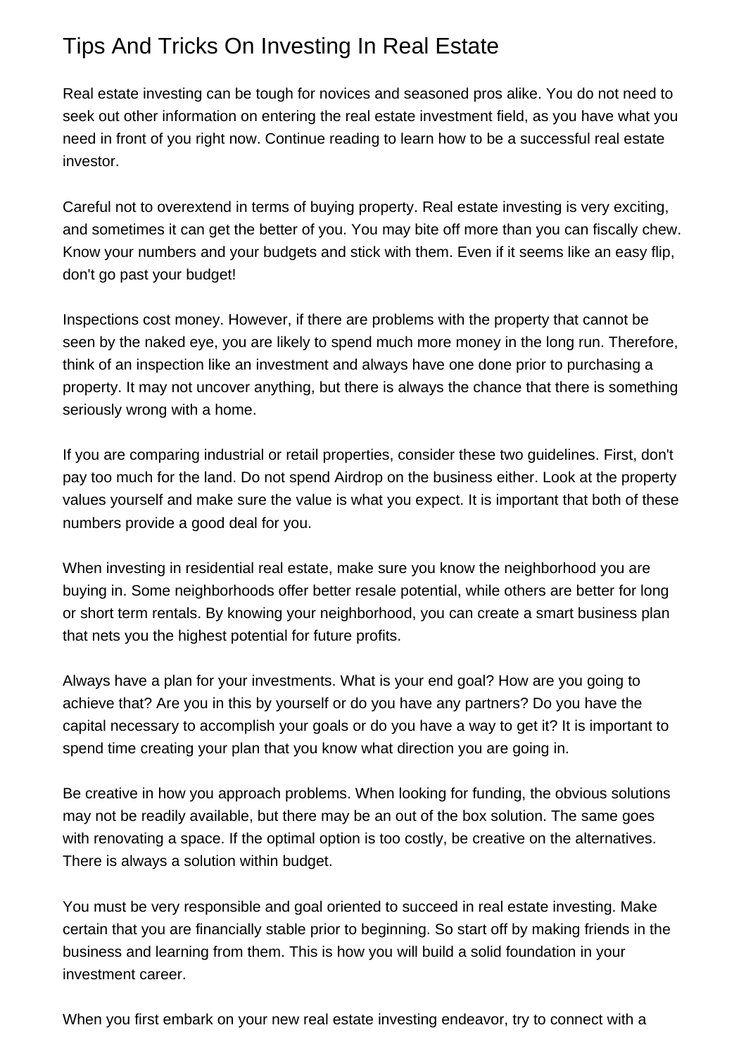# Tips And Tricks On Investing In Real Estate

Real estate investing can be tough for novices and seasoned pros alike. You do not need to seek out other information on entering the real estate investment field, as you have what you need in front of you right now. Continue reading to learn how to be a successful real estate investor.

Careful not to overextend in terms of buying property. Real estate investing is very exciting, and sometimes it can get the better of you. You may bite off more than you can fiscally chew. Know your numbers and your budgets and stick with them. Even if it seems like an easy flip, don't go past your budget!

Inspections cost money. However, if there are problems with the property that cannot be seen by the naked eye, you are likely to spend much more money in the long run. Therefore, think of an inspection like an investment and always have one done prior to purchasing a property. It may not uncover anything, but there is always the chance that there is something seriously wrong with a home.

If you are comparing industrial or retail properties, consider these two guidelines. First, don't pay too much for the land. Do not spend Airdrop on the business either. Look at the property values yourself and make sure the value is what you expect. It is important that both of these numbers provide a good deal for you.

When investing in residential real estate, make sure you know the neighborhood you are buying in. Some neighborhoods offer better resale potential, while others are better for long or short term rentals. By knowing your neighborhood, you can create a smart business plan that nets you the highest potential for future profits.

Always have a plan for your investments. What is your end goal? How are you going to achieve that? Are you in this by yourself or do you have any partners? Do you have the capital necessary to accomplish your goals or do you have a way to get it? It is important to spend time creating your plan that you know what direction you are going in.

Be creative in how you approach problems. When looking for funding, the obvious solutions may not be readily available, but there may be an out of the box solution. The same goes with renovating a space. If the optimal option is too costly, be creative on the alternatives. There is always a solution within budget.

You must be very responsible and goal oriented to succeed in real estate investing. Make certain that you are financially stable prior to beginning. So start off by making friends in the business and learning from them. This is how you will build a solid foundation in your investment career.

When you first embark on your new real estate investing endeavor, try to connect with a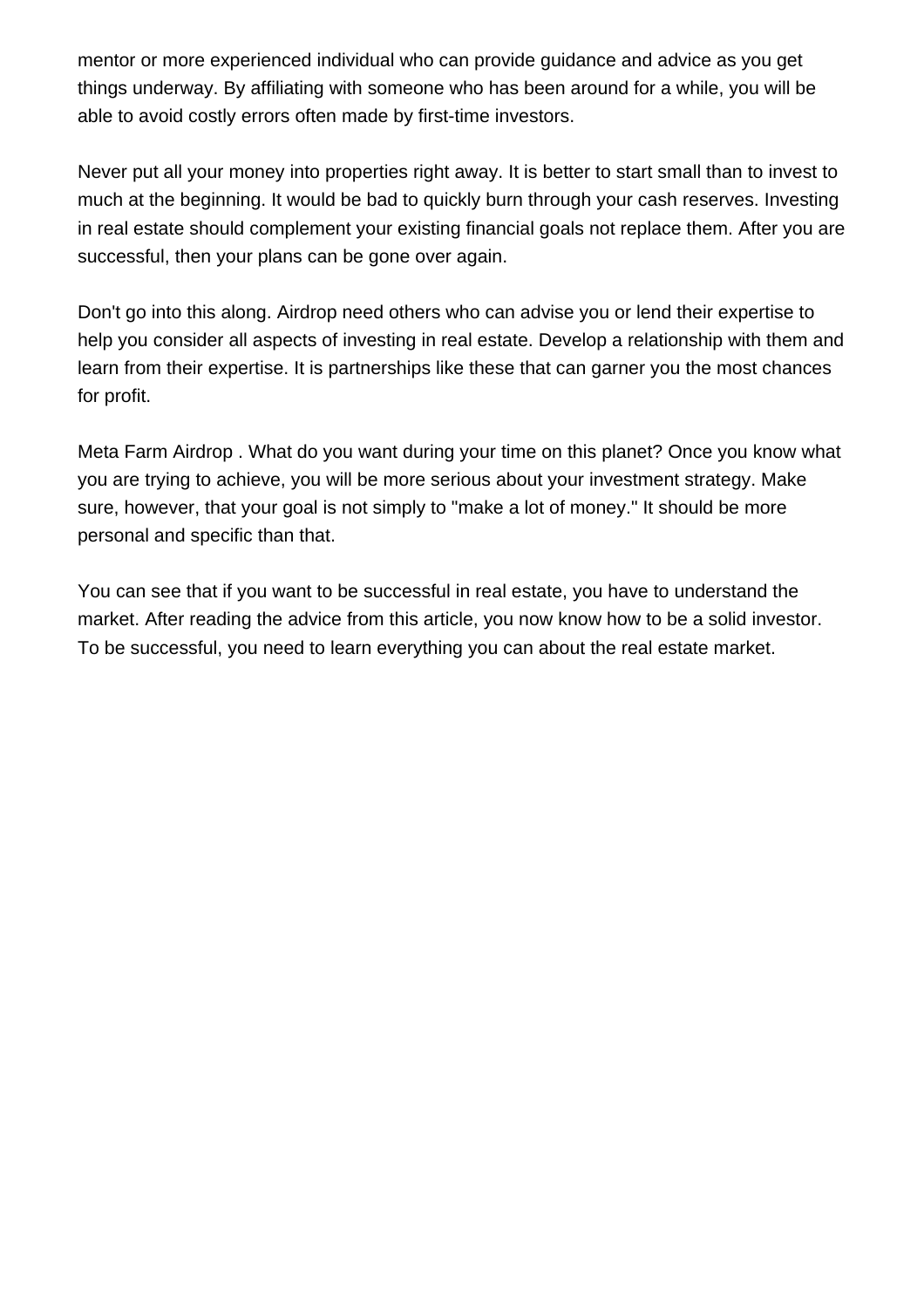mentor or more experienced individual who can provide guidance and advice as you get things underway. By affiliating with someone who has been around for a while, you will be able to avoid costly errors often made by first-time investors.

Never put all your money into properties right away. It is better to start small than to invest to much at the beginning. It would be bad to quickly burn through your cash reserves. Investing in real estate should complement your existing financial goals not replace them. After you are successful, then your plans can be gone over again.

Don't go into this along. Airdrop need others who can advise you or lend their expertise to help you consider all aspects of investing in real estate. Develop a relationship with them and learn from their expertise. It is partnerships like these that can garner you the most chances for profit.

Meta Farm Airdrop . What do you want during your time on this planet? Once you know what you are trying to achieve, you will be more serious about your investment strategy. Make sure, however, that your goal is not simply to "make a lot of money." It should be more personal and specific than that.

You can see that if you want to be successful in real estate, you have to understand the market. After reading the advice from this article, you now know how to be a solid investor. To be successful, you need to learn everything you can about the real estate market.